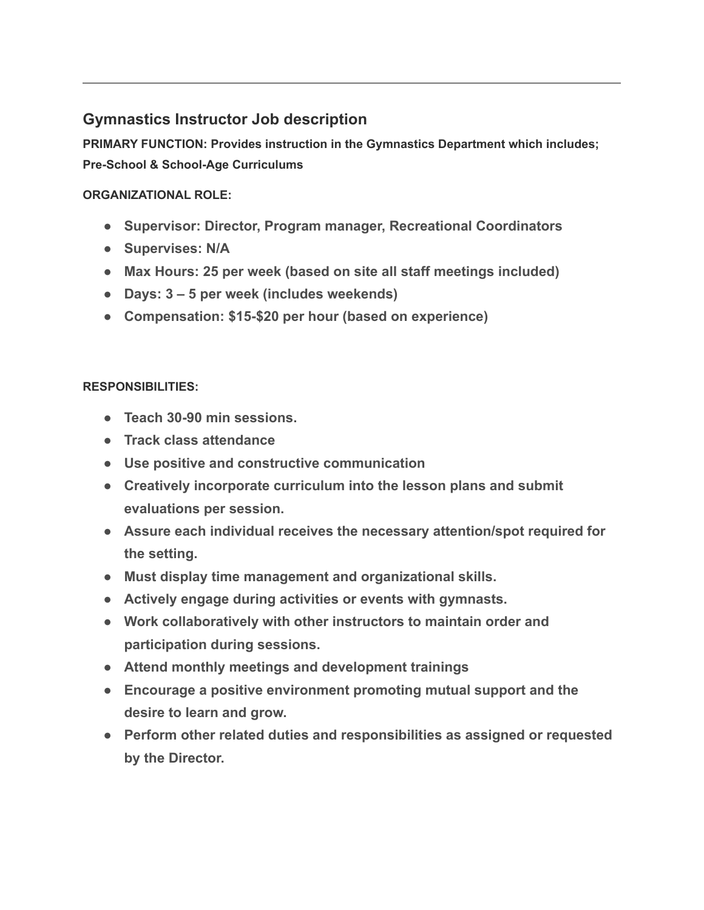---

## Gymnastics Instructor Job description

**PRIMARY FUNCTION: Provides instruction in the Gymnastics Department which includes; Pre-School & School-Age Curriculums**

**ORGANIZATIONAL ROLE:**

- **Supervisor: Director, Program manager, Recreational Coordinators**
- **Supervises: N/A**
- **Max Hours: 25 per week (based on site all staff meetings included)**
- **Days: 3 – 5 per week (includes weekends)**
- **Compensation: $15-$20 per hour (based on experience)**

**RESPONSIBILITIES:**

- **Teach 30-90 min sessions.**
- **Track class attendance**
- **Use positive and constructive communication**
- **Creatively incorporate curriculum into the lesson plans and submit evaluations per session.**
- **Assure each individual receives the necessary attention/spot required for the setting.**
- **Must display time management and organizational skills.**
- **Actively engage during activities or events with gymnasts.**
- **Work collaboratively with other instructors to maintain order and participation during sessions.**
- **Attend monthly meetings and development trainings**
- **Encourage a positive environment promoting mutual support and the desire to learn and grow.**
- **Perform other related duties and responsibilities as assigned or requested by the Director.**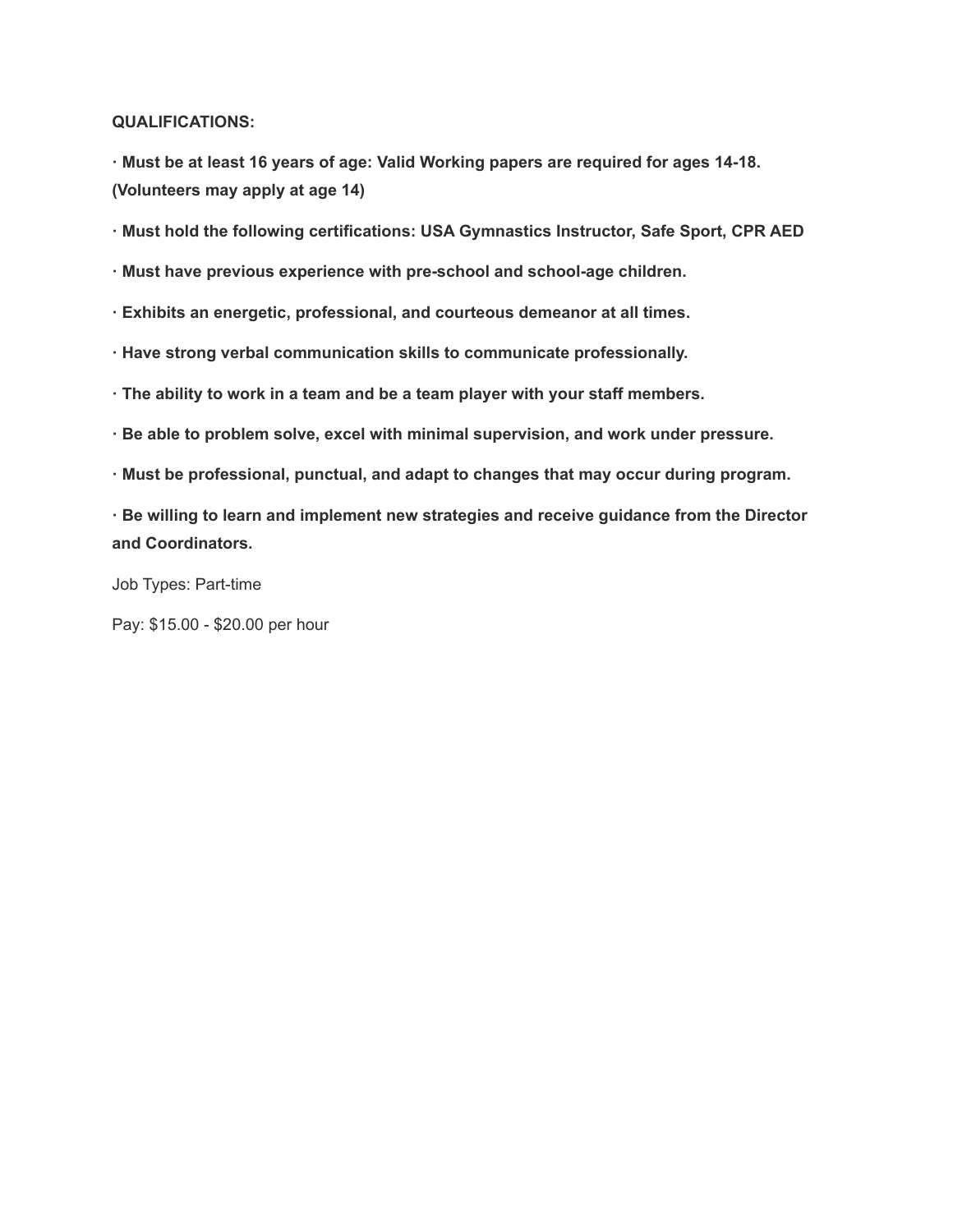**QUALIFICATIONS:**

- **Must be at least 16 years of age: Valid Working papers are required for ages 14-18. (Volunteers may apply at age 14)**
- **Must hold the following certifications: USA Gymnastics Instructor, Safe Sport, CPR AED**
- **Must have previous experience with pre-school and school-age children.**
- **Exhibits an energetic, professional, and courteous demeanor at all times.**
- **Have strong verbal communication skills to communicate professionally.**
- **The ability to work in a team and be a team player with your staff members.**
- **Be able to problem solve, excel with minimal supervision, and work under pressure.**
- **Must be professional, punctual, and adapt to changes that may occur during program.**
- **Be willing to learn and implement new strategies and receive guidance from the Director and Coordinators.**

Job Types: Part-time

Pay: $15.00 - $20.00 per hour